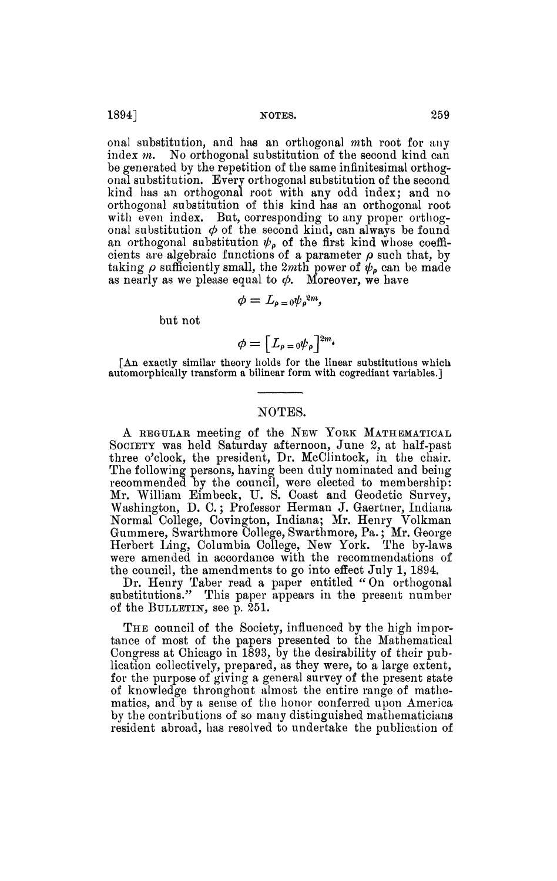onal substitution, and has an orthogonal $m$th root for any index $m$. No orthogonal substitution of the second kind can be generated by the repetition of the same infinitesimal orthogonal substitution. Every orthogonal substitution of the second kind has an orthogonal root with any odd index; and no orthogonal substitution of this kind has an orthogonal root with even index. But, corresponding to any proper orthogonal substitution $\phi$ of the second kind, can always be found an orthogonal substitution $\psi_\rho$ of the first kind whose coefficients are algebraic functions of a parameter $\rho$ such that, by taking $\rho$ sufficiently small, the $2m$th power of $\psi_\rho$ can be made as nearly as we please equal to $\phi$. Moreover, we have

$$\phi = L_{\rho=0}\psi_\rho{}^{2m},$$

but not

$$\phi = \left[L_{\rho=0}\psi_\rho\right]^{2m}.$$

[An exactly similar theory holds for the linear substitutions which automorphically transform a bilinear form with cogrediant variables.]

---

## NOTES.

A REGULAR meeting of the NEW YORK MATHEMATICAL SOCIETY was held Saturday afternoon, June 2, at half-past three o'clock, the president, Dr. McClintock, in the chair. The following persons, having been duly nominated and being recommended by the council, were elected to membership: Mr. William Eimbeck, U. S. Coast and Geodetic Survey, Washington, D. C.; Professor Herman J. Gaertner, Indiana Normal College, Covington, Indiana; Mr. Henry Volkman Gummere, Swarthmore College, Swarthmore, Pa.; Mr. George Herbert Ling, Columbia College, New York. The by-laws were amended in accordance with the recommendations of the council, the amendments to go into effect July 1, 1894.

Dr. Henry Taber read a paper entitled "On orthogonal substitutions." This paper appears in the present number of the BULLETIN, see p. 251.

THE council of the Society, influenced by the high importance of most of the papers presented to the Mathematical Congress at Chicago in 1893, by the desirability of their publication collectively, prepared, as they were, to a large extent, for the purpose of giving a general survey of the present state of knowledge throughout almost the entire range of mathematics, and by a sense of the honor conferred upon America by the contributions of so many distinguished mathematicians resident abroad, has resolved to undertake the publication of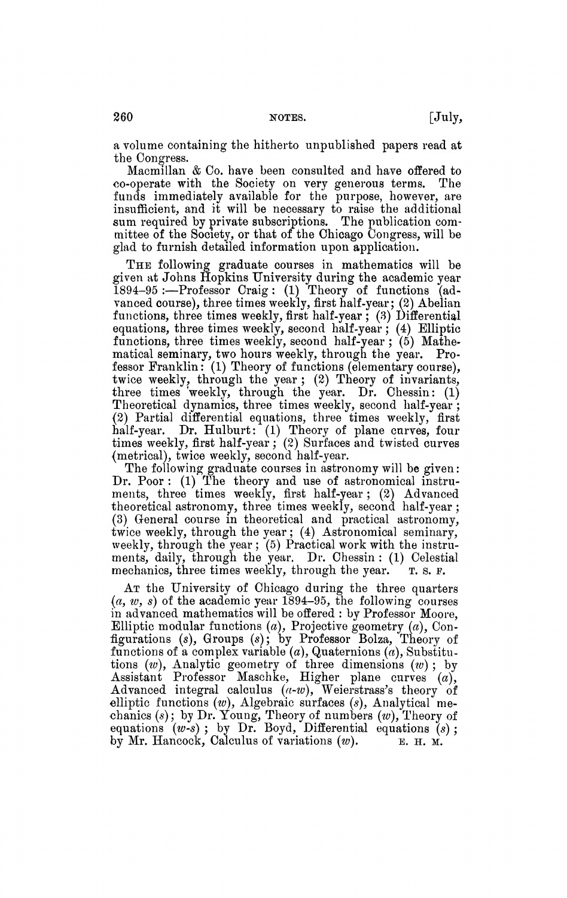a volume containing the hitherto unpublished papers read at the Congress.

Macmillan & Co. have been consulted and have offered to co-operate with the Society on very generous terms. The funds immediately available for the purpose, however, are insufficient, and it will be necessary to raise the additional sum required by private subscriptions. The publication committee of the Society, or that of the Chicago Congress, will be glad to furnish detailed information upon application.

THE following graduate courses in mathematics will be given at Johns Hopkins University during the academic year 1894–95 :—Professor Craig : (1) Theory of functions (advanced course), three times weekly, first half-year ; (2) Abelian functions, three times weekly, first half-year ; (3) Differential equations, three times weekly, second half-year ; (4) Elliptic functions, three times weekly, second half-year ; (5) Mathematical seminary, two hours weekly, through the year. Professor Franklin : (1) Theory of functions (elementary course), twice weekly, through the year ; (2) Theory of invariants, three times weekly, through the year. Dr. Chessin : (1) Theoretical dynamics, three times weekly, second half-year ; (2) Partial differential equations, three times weekly, first half-year. Dr. Hulburt : (1) Theory of plane curves, four times weekly, first half-year ; (2) Surfaces and twisted curves (metrical), twice weekly, second half-year.

The following graduate courses in astronomy will be given: Dr. Poor : (1) The theory and use of astronomical instruments, three times weekly, first half-year ; (2) Advanced theoretical astronomy, three times weekly, second half-year ; (3) General course in theoretical and practical astronomy, twice weekly, through the year ; (4) Astronomical seminary, weekly, through the year ; (5) Practical work with the instruments, daily, through the year. Dr. Chessin : (1) Celestial mechanics, three times weekly, through the year. T. S. F.

AT the University of Chicago during the three quarters ($a$, $w$, $s$) of the academic year 1894–95, the following courses in advanced mathematics will be offered : by Professor Moore, Elliptic modular functions ($a$), Projective geometry ($a$), Configurations ($s$), Groups ($s$); by Professor Bolza, Theory of functions of a complex variable ($a$), Quaternions ($a$), Substitutions ($w$), Analytic geometry of three dimensions ($w$) ; by Assistant Professor Maschke, Higher plane curves ($a$), Advanced integral calculus ($a$-$w$), Weierstrass's theory of elliptic functions ($w$), Algebraic surfaces ($s$), Analytical mechanics ($s$); by Dr. Young, Theory of numbers ($w$), Theory of equations ($w$-$s$) ; by Dr. Boyd, Differential equations ($s$) ; by Mr. Hancock, Calculus of variations ($w$). E. H. M.